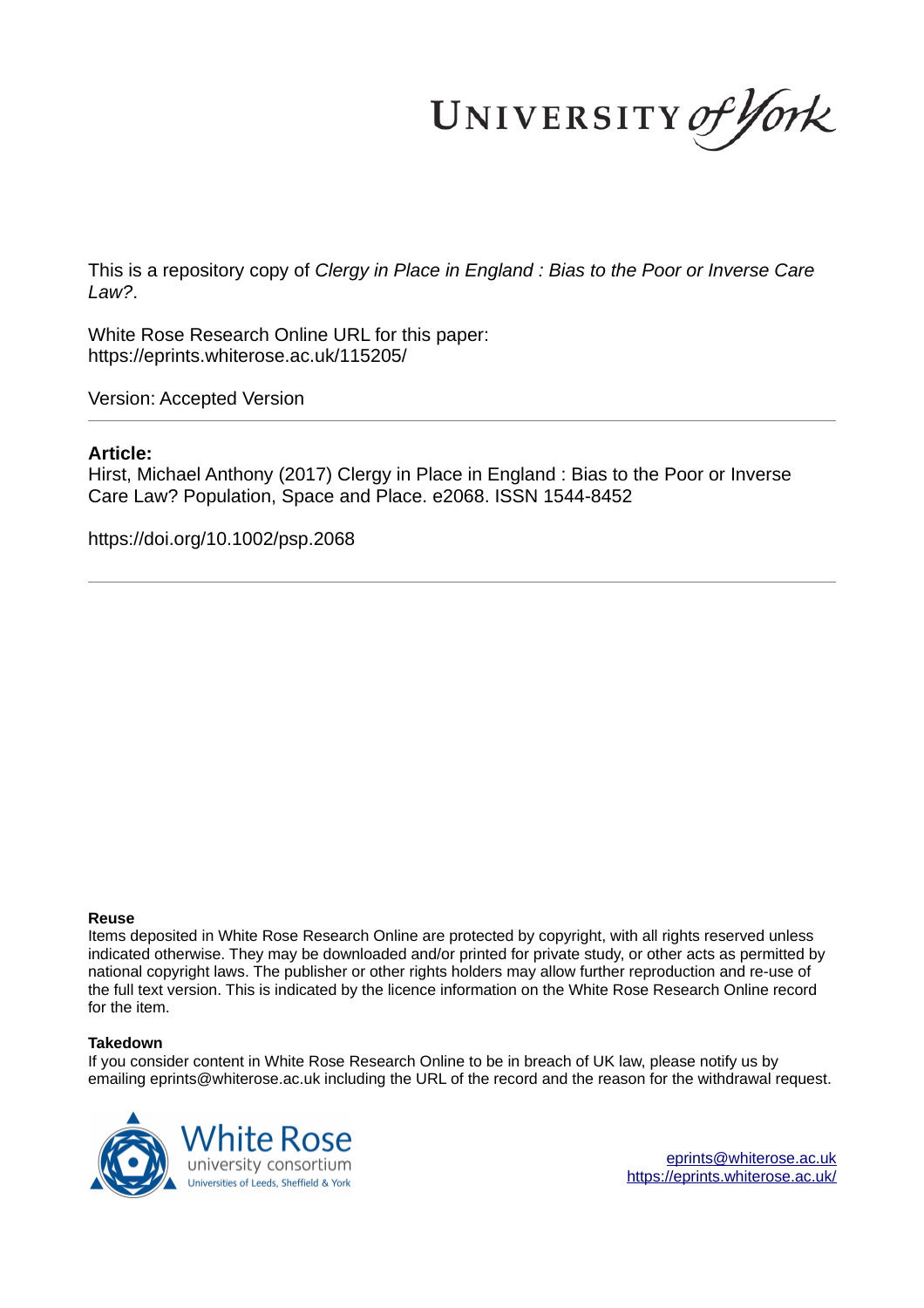UNIVERSITY *of York*

This is a repository copy of *Clergy in Place in England : Bias to the Poor or Inverse Care Law?*.

White Rose Research Online URL for this paper:
https://eprints.whiterose.ac.uk/115205/

Version: Accepted Version

---

**Article:**

Hirst, Michael Anthony (2017) Clergy in Place in England : Bias to the Poor or Inverse Care Law? Population, Space and Place. e2068. ISSN 1544-8452

https://doi.org/10.1002/psp.2068

---

**Reuse**

Items deposited in White Rose Research Online are protected by copyright, with all rights reserved unless indicated otherwise. They may be downloaded and/or printed for private study, or other acts as permitted by national copyright laws. The publisher or other rights holders may allow further reproduction and re-use of the full text version. This is indicated by the licence information on the White Rose Research Online record for the item.

**Takedown**

If you consider content in White Rose Research Online to be in breach of UK law, please notify us by emailing eprints@whiterose.ac.uk including the URL of the record and the reason for the withdrawal request.

White Rose university consortium
Universities of Leeds, Sheffield & York

eprints@whiterose.ac.uk
https://eprints.whiterose.ac.uk/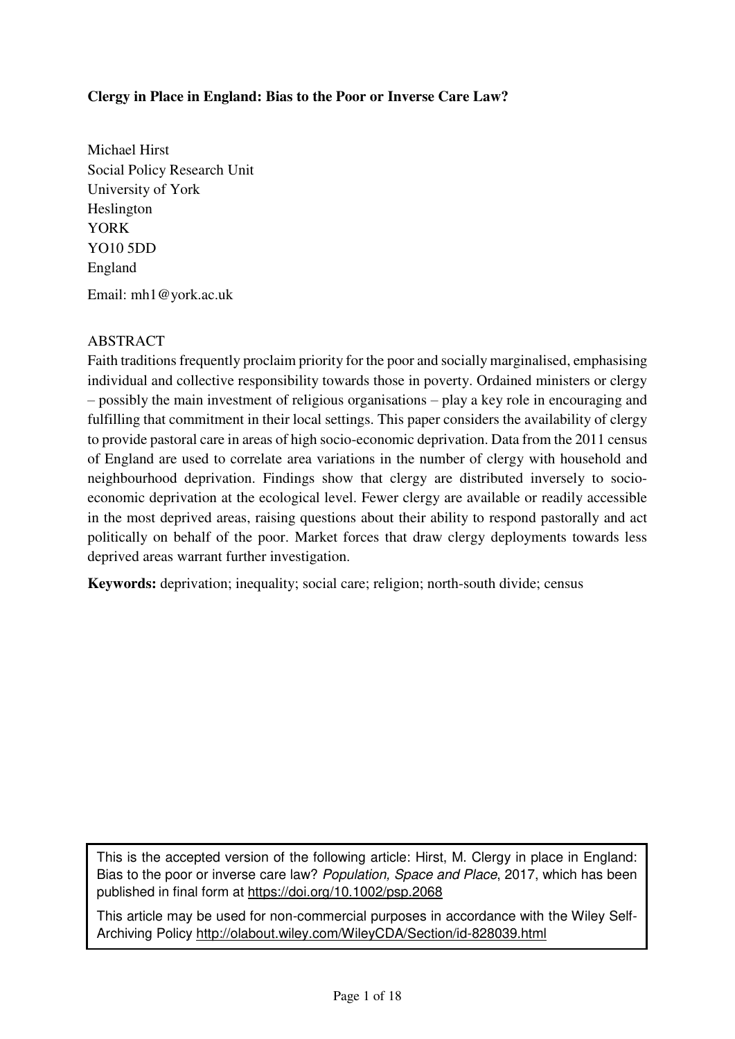**Clergy in Place in England: Bias to the Poor or Inverse Care Law?**

Michael Hirst
Social Policy Research Unit
University of York
Heslington
YORK
YO10 5DD
England

Email: mh1@york.ac.uk

ABSTRACT

Faith traditions frequently proclaim priority for the poor and socially marginalised, emphasising individual and collective responsibility towards those in poverty. Ordained ministers or clergy – possibly the main investment of religious organisations – play a key role in encouraging and fulfilling that commitment in their local settings. This paper considers the availability of clergy to provide pastoral care in areas of high socio-economic deprivation. Data from the 2011 census of England are used to correlate area variations in the number of clergy with household and neighbourhood deprivation. Findings show that clergy are distributed inversely to socio-economic deprivation at the ecological level. Fewer clergy are available or readily accessible in the most deprived areas, raising questions about their ability to respond pastorally and act politically on behalf of the poor. Market forces that draw clergy deployments towards less deprived areas warrant further investigation.

**Keywords:** deprivation; inequality; social care; religion; north-south divide; census

This is the accepted version of the following article: Hirst, M. Clergy in place in England: Bias to the poor or inverse care law? *Population, Space and Place*, 2017, which has been published in final form at https://doi.org/10.1002/psp.2068

This article may be used for non-commercial purposes in accordance with the Wiley Self-Archiving Policy http://olabout.wiley.com/WileyCDA/Section/id-828039.html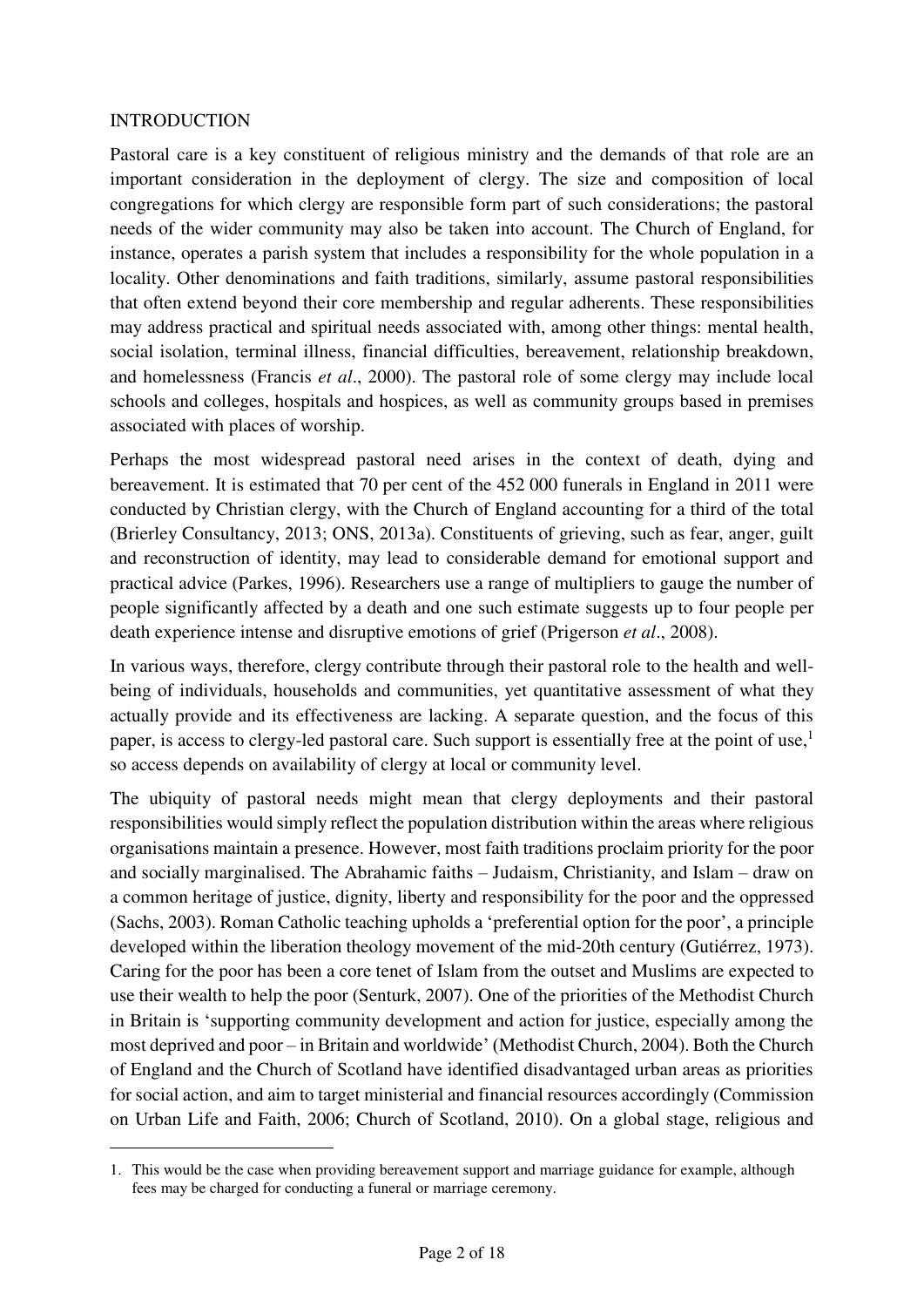## INTRODUCTION

Pastoral care is a key constituent of religious ministry and the demands of that role are an important consideration in the deployment of clergy. The size and composition of local congregations for which clergy are responsible form part of such considerations; the pastoral needs of the wider community may also be taken into account. The Church of England, for instance, operates a parish system that includes a responsibility for the whole population in a locality. Other denominations and faith traditions, similarly, assume pastoral responsibilities that often extend beyond their core membership and regular adherents. These responsibilities may address practical and spiritual needs associated with, among other things: mental health, social isolation, terminal illness, financial difficulties, bereavement, relationship breakdown, and homelessness (Francis *et al*., 2000). The pastoral role of some clergy may include local schools and colleges, hospitals and hospices, as well as community groups based in premises associated with places of worship.

Perhaps the most widespread pastoral need arises in the context of death, dying and bereavement. It is estimated that 70 per cent of the 452 000 funerals in England in 2011 were conducted by Christian clergy, with the Church of England accounting for a third of the total (Brierley Consultancy, 2013; ONS, 2013a). Constituents of grieving, such as fear, anger, guilt and reconstruction of identity, may lead to considerable demand for emotional support and practical advice (Parkes, 1996). Researchers use a range of multipliers to gauge the number of people significantly affected by a death and one such estimate suggests up to four people per death experience intense and disruptive emotions of grief (Prigerson *et al*., 2008).

In various ways, therefore, clergy contribute through their pastoral role to the health and well-being of individuals, households and communities, yet quantitative assessment of what they actually provide and its effectiveness are lacking. A separate question, and the focus of this paper, is access to clergy-led pastoral care. Such support is essentially free at the point of use,[1] so access depends on availability of clergy at local or community level.

The ubiquity of pastoral needs might mean that clergy deployments and their pastoral responsibilities would simply reflect the population distribution within the areas where religious organisations maintain a presence. However, most faith traditions proclaim priority for the poor and socially marginalised. The Abrahamic faiths – Judaism, Christianity, and Islam – draw on a common heritage of justice, dignity, liberty and responsibility for the poor and the oppressed (Sachs, 2003). Roman Catholic teaching upholds a 'preferential option for the poor', a principle developed within the liberation theology movement of the mid-20th century (Gutiérrez, 1973). Caring for the poor has been a core tenet of Islam from the outset and Muslims are expected to use their wealth to help the poor (Senturk, 2007). One of the priorities of the Methodist Church in Britain is 'supporting community development and action for justice, especially among the most deprived and poor – in Britain and worldwide' (Methodist Church, 2004). Both the Church of England and the Church of Scotland have identified disadvantaged urban areas as priorities for social action, and aim to target ministerial and financial resources accordingly (Commission on Urban Life and Faith, 2006; Church of Scotland, 2010). On a global stage, religious and

---

1. This would be the case when providing bereavement support and marriage guidance for example, although fees may be charged for conducting a funeral or marriage ceremony.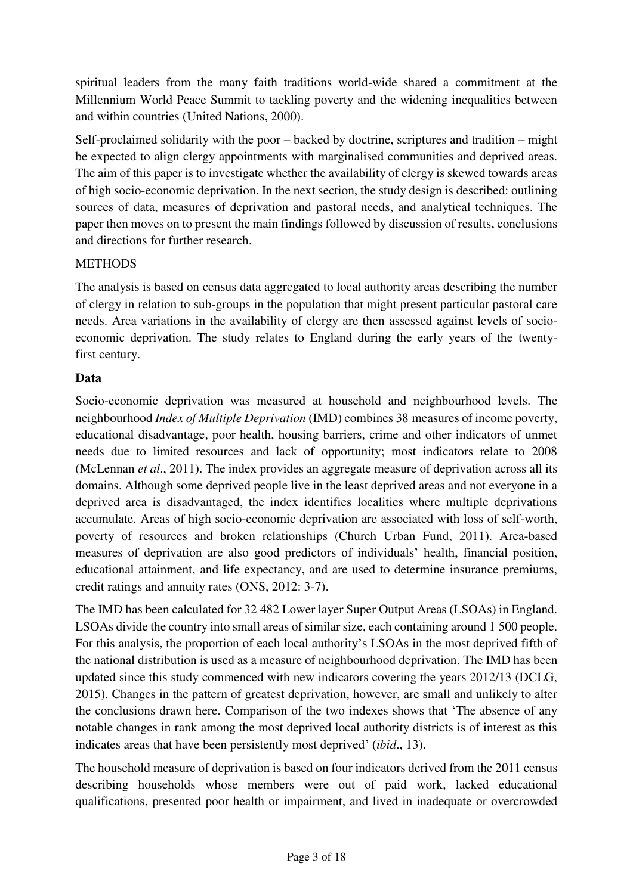spiritual leaders from the many faith traditions world-wide shared a commitment at the Millennium World Peace Summit to tackling poverty and the widening inequalities between and within countries (United Nations, 2000).

Self-proclaimed solidarity with the poor – backed by doctrine, scriptures and tradition – might be expected to align clergy appointments with marginalised communities and deprived areas. The aim of this paper is to investigate whether the availability of clergy is skewed towards areas of high socio-economic deprivation. In the next section, the study design is described: outlining sources of data, measures of deprivation and pastoral needs, and analytical techniques. The paper then moves on to present the main findings followed by discussion of results, conclusions and directions for further research.

## METHODS

The analysis is based on census data aggregated to local authority areas describing the number of clergy in relation to sub-groups in the population that might present particular pastoral care needs. Area variations in the availability of clergy are then assessed against levels of socio-economic deprivation. The study relates to England during the early years of the twenty-first century.

### Data

Socio-economic deprivation was measured at household and neighbourhood levels. The neighbourhood *Index of Multiple Deprivation* (IMD) combines 38 measures of income poverty, educational disadvantage, poor health, housing barriers, crime and other indicators of unmet needs due to limited resources and lack of opportunity; most indicators relate to 2008 (McLennan *et al*., 2011). The index provides an aggregate measure of deprivation across all its domains. Although some deprived people live in the least deprived areas and not everyone in a deprived area is disadvantaged, the index identifies localities where multiple deprivations accumulate. Areas of high socio-economic deprivation are associated with loss of self-worth, poverty of resources and broken relationships (Church Urban Fund, 2011). Area-based measures of deprivation are also good predictors of individuals' health, financial position, educational attainment, and life expectancy, and are used to determine insurance premiums, credit ratings and annuity rates (ONS, 2012: 3-7).

The IMD has been calculated for 32 482 Lower layer Super Output Areas (LSOAs) in England. LSOAs divide the country into small areas of similar size, each containing around 1 500 people. For this analysis, the proportion of each local authority's LSOAs in the most deprived fifth of the national distribution is used as a measure of neighbourhood deprivation. The IMD has been updated since this study commenced with new indicators covering the years 2012/13 (DCLG, 2015). Changes in the pattern of greatest deprivation, however, are small and unlikely to alter the conclusions drawn here. Comparison of the two indexes shows that 'The absence of any notable changes in rank among the most deprived local authority districts is of interest as this indicates areas that have been persistently most deprived' (*ibid*., 13).

The household measure of deprivation is based on four indicators derived from the 2011 census describing households whose members were out of paid work, lacked educational qualifications, presented poor health or impairment, and lived in inadequate or overcrowded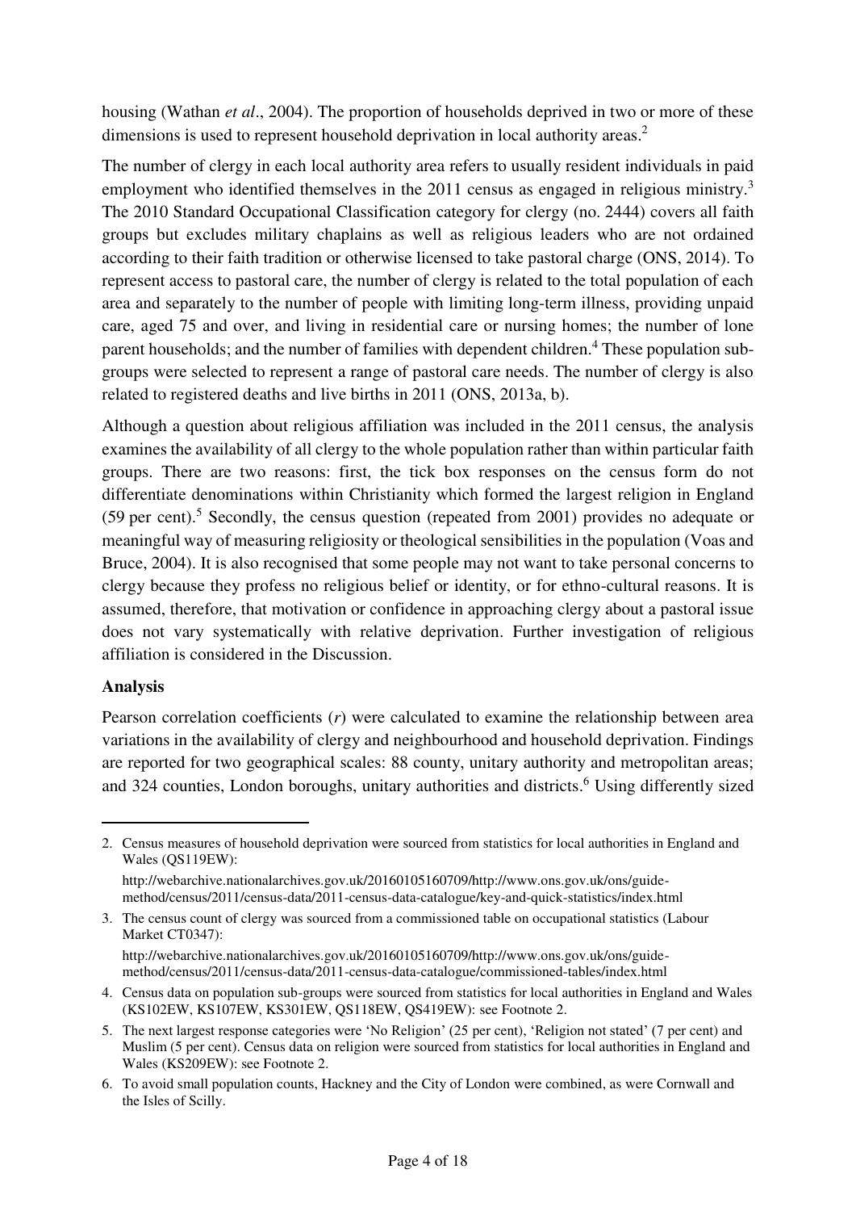housing (Wathan *et al*., 2004). The proportion of households deprived in two or more of these dimensions is used to represent household deprivation in local authority areas.[2]

The number of clergy in each local authority area refers to usually resident individuals in paid employment who identified themselves in the 2011 census as engaged in religious ministry.[3] The 2010 Standard Occupational Classification category for clergy (no. 2444) covers all faith groups but excludes military chaplains as well as religious leaders who are not ordained according to their faith tradition or otherwise licensed to take pastoral charge (ONS, 2014). To represent access to pastoral care, the number of clergy is related to the total population of each area and separately to the number of people with limiting long-term illness, providing unpaid care, aged 75 and over, and living in residential care or nursing homes; the number of lone parent households; and the number of families with dependent children.[4] These population sub-groups were selected to represent a range of pastoral care needs. The number of clergy is also related to registered deaths and live births in 2011 (ONS, 2013a, b).

Although a question about religious affiliation was included in the 2011 census, the analysis examines the availability of all clergy to the whole population rather than within particular faith groups. There are two reasons: first, the tick box responses on the census form do not differentiate denominations within Christianity which formed the largest religion in England (59 per cent).[5] Secondly, the census question (repeated from 2001) provides no adequate or meaningful way of measuring religiosity or theological sensibilities in the population (Voas and Bruce, 2004). It is also recognised that some people may not want to take personal concerns to clergy because they profess no religious belief or identity, or for ethno-cultural reasons. It is assumed, therefore, that motivation or confidence in approaching clergy about a pastoral issue does not vary systematically with relative deprivation. Further investigation of religious affiliation is considered in the Discussion.

**Analysis**

Pearson correlation coefficients ($r$) were calculated to examine the relationship between area variations in the availability of clergy and neighbourhood and household deprivation. Findings are reported for two geographical scales: 88 county, unitary authority and metropolitan areas; and 324 counties, London boroughs, unitary authorities and districts.[6] Using differently sized

---

2. Census measures of household deprivation were sourced from statistics for local authorities in England and Wales (QS119EW): http://webarchive.nationalarchives.gov.uk/20160105160709/http://www.ons.gov.uk/ons/guide-method/census/2011/census-data/2011-census-data-catalogue/key-and-quick-statistics/index.html
3. The census count of clergy was sourced from a commissioned table on occupational statistics (Labour Market CT0347): http://webarchive.nationalarchives.gov.uk/20160105160709/http://www.ons.gov.uk/ons/guide-method/census/2011/census-data/2011-census-data-catalogue/commissioned-tables/index.html
4. Census data on population sub-groups were sourced from statistics for local authorities in England and Wales (KS102EW, KS107EW, KS301EW, QS118EW, QS419EW): see Footnote 2.
5. The next largest response categories were 'No Religion' (25 per cent), 'Religion not stated' (7 per cent) and Muslim (5 per cent). Census data on religion were sourced from statistics for local authorities in England and Wales (KS209EW): see Footnote 2.
6. To avoid small population counts, Hackney and the City of London were combined, as were Cornwall and the Isles of Scilly.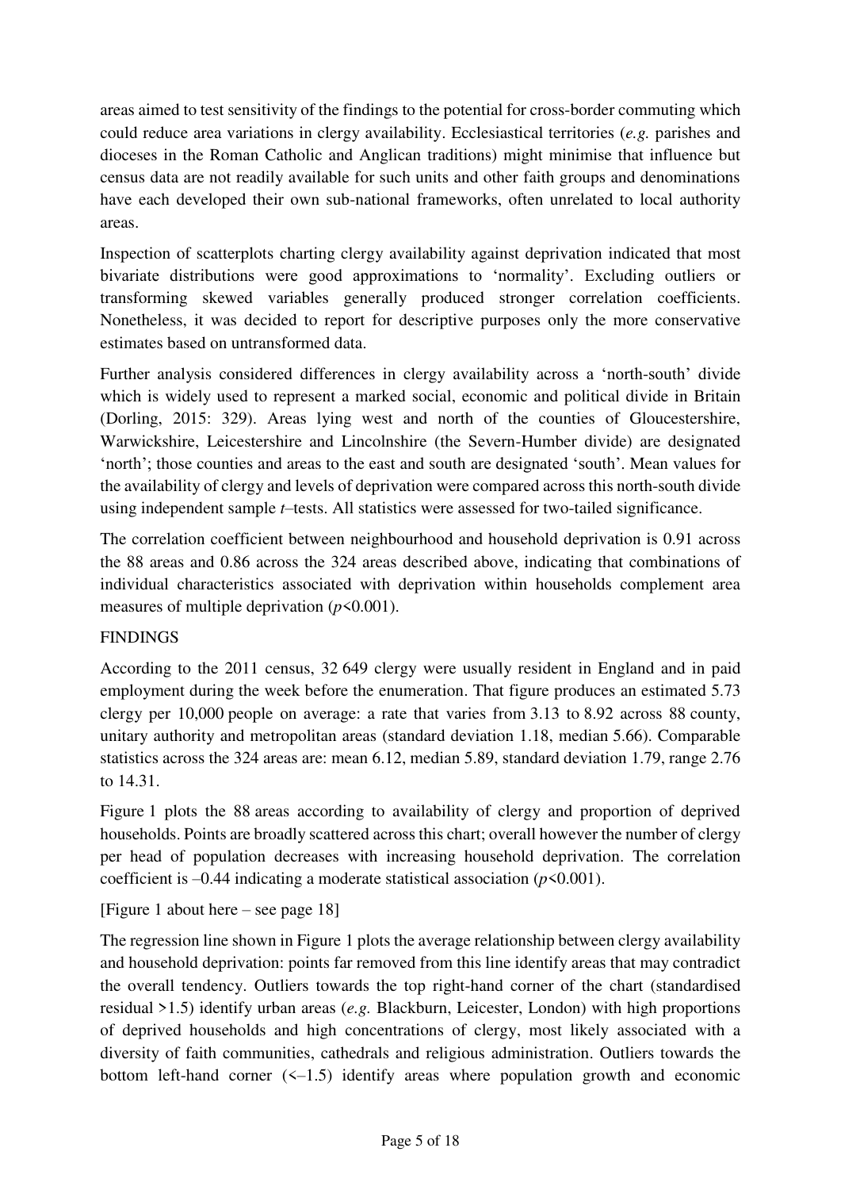areas aimed to test sensitivity of the findings to the potential for cross-border commuting which could reduce area variations in clergy availability. Ecclesiastical territories (*e.g.* parishes and dioceses in the Roman Catholic and Anglican traditions) might minimise that influence but census data are not readily available for such units and other faith groups and denominations have each developed their own sub-national frameworks, often unrelated to local authority areas.

Inspection of scatterplots charting clergy availability against deprivation indicated that most bivariate distributions were good approximations to 'normality'. Excluding outliers or transforming skewed variables generally produced stronger correlation coefficients. Nonetheless, it was decided to report for descriptive purposes only the more conservative estimates based on untransformed data.

Further analysis considered differences in clergy availability across a 'north-south' divide which is widely used to represent a marked social, economic and political divide in Britain (Dorling, 2015: 329). Areas lying west and north of the counties of Gloucestershire, Warwickshire, Leicestershire and Lincolnshire (the Severn-Humber divide) are designated 'north'; those counties and areas to the east and south are designated 'south'. Mean values for the availability of clergy and levels of deprivation were compared across this north-south divide using independent sample *t*–tests. All statistics were assessed for two-tailed significance.

The correlation coefficient between neighbourhood and household deprivation is 0.91 across the 88 areas and 0.86 across the 324 areas described above, indicating that combinations of individual characteristics associated with deprivation within households complement area measures of multiple deprivation ($p<0.001$).

## FINDINGS

According to the 2011 census, 32 649 clergy were usually resident in England and in paid employment during the week before the enumeration. That figure produces an estimated 5.73 clergy per 10,000 people on average: a rate that varies from 3.13 to 8.92 across 88 county, unitary authority and metropolitan areas (standard deviation 1.18, median 5.66). Comparable statistics across the 324 areas are: mean 6.12, median 5.89, standard deviation 1.79, range 2.76 to 14.31.

Figure 1 plots the 88 areas according to availability of clergy and proportion of deprived households. Points are broadly scattered across this chart; overall however the number of clergy per head of population decreases with increasing household deprivation. The correlation coefficient is –0.44 indicating a moderate statistical association ($p<0.001$).

[Figure 1 about here – see page 18]

The regression line shown in Figure 1 plots the average relationship between clergy availability and household deprivation: points far removed from this line identify areas that may contradict the overall tendency. Outliers towards the top right-hand corner of the chart (standardised residual >1.5) identify urban areas (*e.g.* Blackburn, Leicester, London) with high proportions of deprived households and high concentrations of clergy, most likely associated with a diversity of faith communities, cathedrals and religious administration. Outliers towards the bottom left-hand corner (<–1.5) identify areas where population growth and economic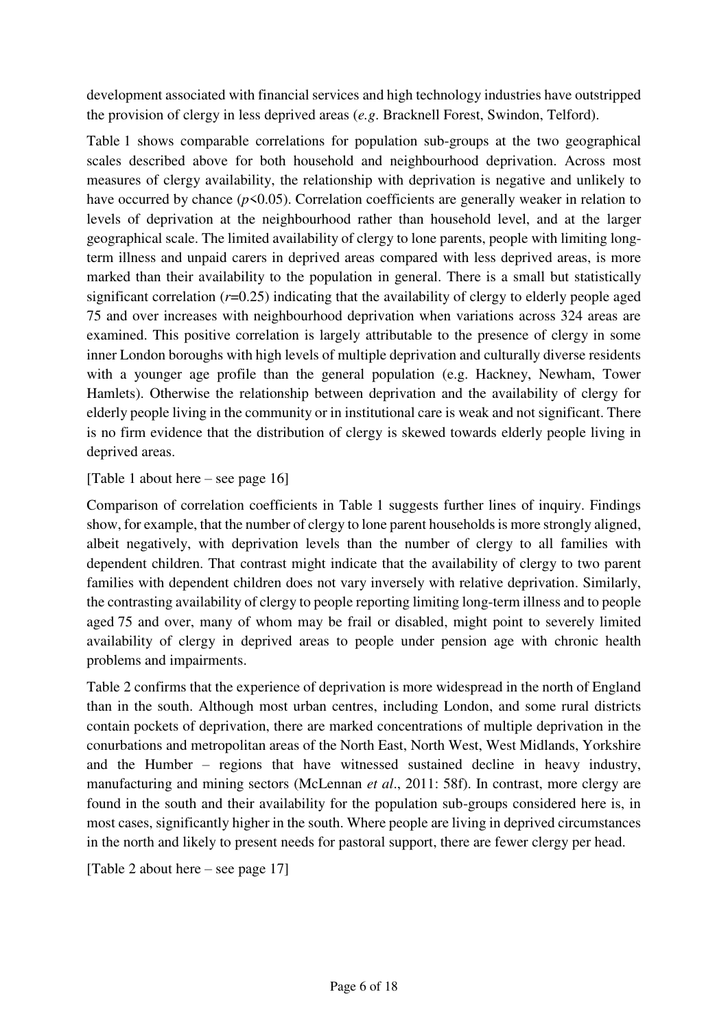development associated with financial services and high technology industries have outstripped the provision of clergy in less deprived areas (*e.g*. Bracknell Forest, Swindon, Telford).

Table 1 shows comparable correlations for population sub-groups at the two geographical scales described above for both household and neighbourhood deprivation. Across most measures of clergy availability, the relationship with deprivation is negative and unlikely to have occurred by chance ($p<0.05$). Correlation coefficients are generally weaker in relation to levels of deprivation at the neighbourhood rather than household level, and at the larger geographical scale. The limited availability of clergy to lone parents, people with limiting long-term illness and unpaid carers in deprived areas compared with less deprived areas, is more marked than their availability to the population in general. There is a small but statistically significant correlation ($r$=0.25) indicating that the availability of clergy to elderly people aged 75 and over increases with neighbourhood deprivation when variations across 324 areas are examined. This positive correlation is largely attributable to the presence of clergy in some inner London boroughs with high levels of multiple deprivation and culturally diverse residents with a younger age profile than the general population (e.g. Hackney, Newham, Tower Hamlets). Otherwise the relationship between deprivation and the availability of clergy for elderly people living in the community or in institutional care is weak and not significant. There is no firm evidence that the distribution of clergy is skewed towards elderly people living in deprived areas.

[Table 1 about here – see page 16]

Comparison of correlation coefficients in Table 1 suggests further lines of inquiry. Findings show, for example, that the number of clergy to lone parent households is more strongly aligned, albeit negatively, with deprivation levels than the number of clergy to all families with dependent children. That contrast might indicate that the availability of clergy to two parent families with dependent children does not vary inversely with relative deprivation. Similarly, the contrasting availability of clergy to people reporting limiting long-term illness and to people aged 75 and over, many of whom may be frail or disabled, might point to severely limited availability of clergy in deprived areas to people under pension age with chronic health problems and impairments.

Table 2 confirms that the experience of deprivation is more widespread in the north of England than in the south. Although most urban centres, including London, and some rural districts contain pockets of deprivation, there are marked concentrations of multiple deprivation in the conurbations and metropolitan areas of the North East, North West, West Midlands, Yorkshire and the Humber – regions that have witnessed sustained decline in heavy industry, manufacturing and mining sectors (McLennan *et al*., 2011: 58f). In contrast, more clergy are found in the south and their availability for the population sub-groups considered here is, in most cases, significantly higher in the south. Where people are living in deprived circumstances in the north and likely to present needs for pastoral support, there are fewer clergy per head.

[Table 2 about here – see page 17]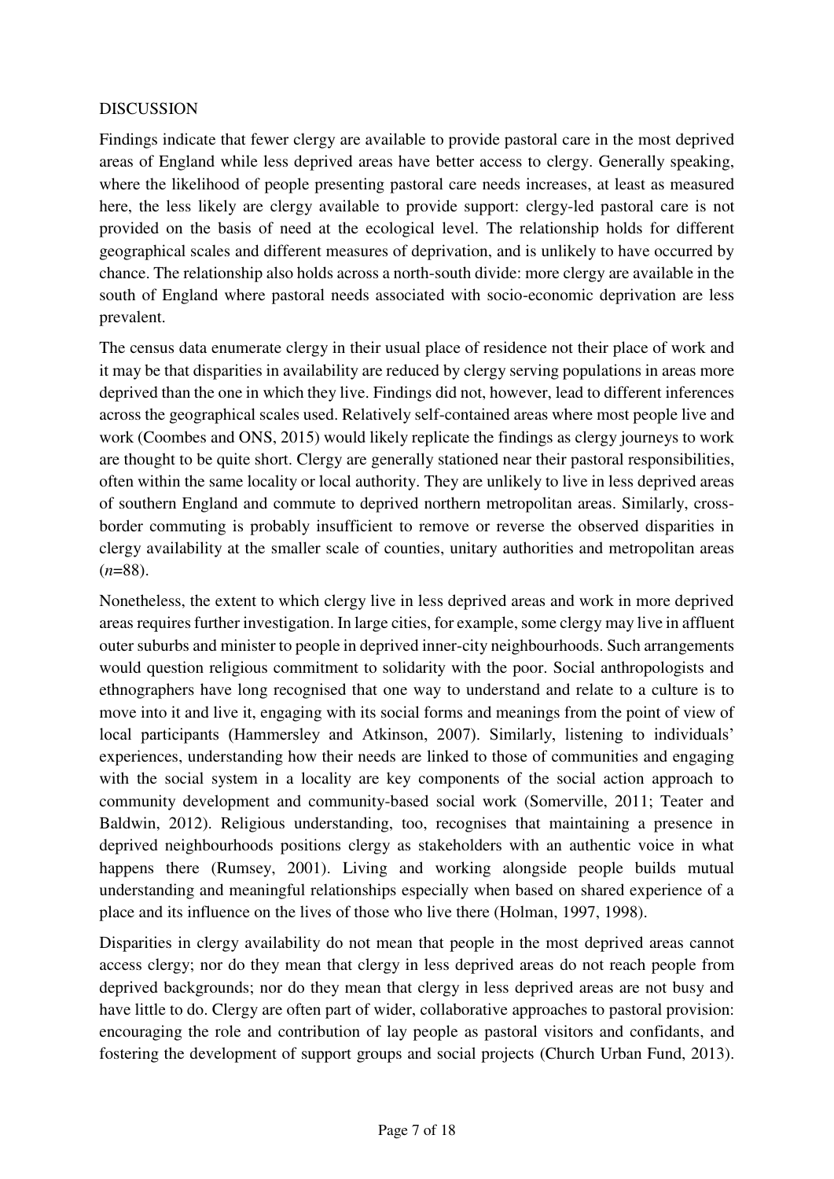## DISCUSSION

Findings indicate that fewer clergy are available to provide pastoral care in the most deprived areas of England while less deprived areas have better access to clergy. Generally speaking, where the likelihood of people presenting pastoral care needs increases, at least as measured here, the less likely are clergy available to provide support: clergy-led pastoral care is not provided on the basis of need at the ecological level. The relationship holds for different geographical scales and different measures of deprivation, and is unlikely to have occurred by chance. The relationship also holds across a north-south divide: more clergy are available in the south of England where pastoral needs associated with socio-economic deprivation are less prevalent.

The census data enumerate clergy in their usual place of residence not their place of work and it may be that disparities in availability are reduced by clergy serving populations in areas more deprived than the one in which they live. Findings did not, however, lead to different inferences across the geographical scales used. Relatively self-contained areas where most people live and work (Coombes and ONS, 2015) would likely replicate the findings as clergy journeys to work are thought to be quite short. Clergy are generally stationed near their pastoral responsibilities, often within the same locality or local authority. They are unlikely to live in less deprived areas of southern England and commute to deprived northern metropolitan areas. Similarly, cross-border commuting is probably insufficient to remove or reverse the observed disparities in clergy availability at the smaller scale of counties, unitary authorities and metropolitan areas ($n$=88).

Nonetheless, the extent to which clergy live in less deprived areas and work in more deprived areas requires further investigation. In large cities, for example, some clergy may live in affluent outer suburbs and minister to people in deprived inner-city neighbourhoods. Such arrangements would question religious commitment to solidarity with the poor. Social anthropologists and ethnographers have long recognised that one way to understand and relate to a culture is to move into it and live it, engaging with its social forms and meanings from the point of view of local participants (Hammersley and Atkinson, 2007). Similarly, listening to individuals' experiences, understanding how their needs are linked to those of communities and engaging with the social system in a locality are key components of the social action approach to community development and community-based social work (Somerville, 2011; Teater and Baldwin, 2012). Religious understanding, too, recognises that maintaining a presence in deprived neighbourhoods positions clergy as stakeholders with an authentic voice in what happens there (Rumsey, 2001). Living and working alongside people builds mutual understanding and meaningful relationships especially when based on shared experience of a place and its influence on the lives of those who live there (Holman, 1997, 1998).

Disparities in clergy availability do not mean that people in the most deprived areas cannot access clergy; nor do they mean that clergy in less deprived areas do not reach people from deprived backgrounds; nor do they mean that clergy in less deprived areas are not busy and have little to do. Clergy are often part of wider, collaborative approaches to pastoral provision: encouraging the role and contribution of lay people as pastoral visitors and confidants, and fostering the development of support groups and social projects (Church Urban Fund, 2013).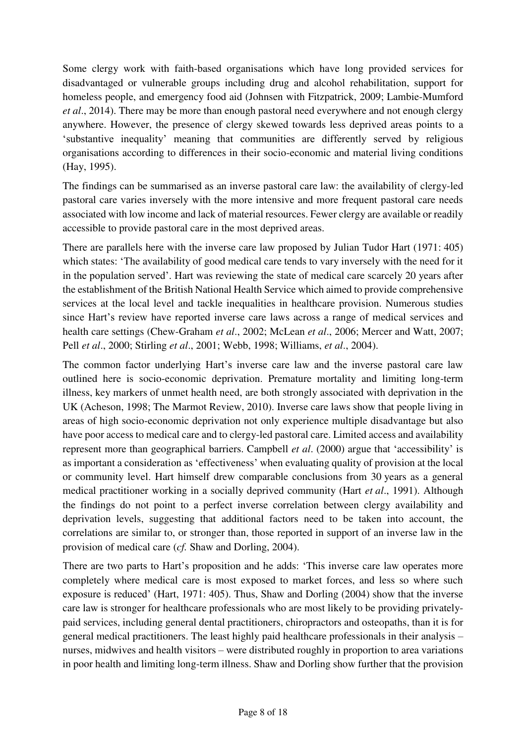Some clergy work with faith-based organisations which have long provided services for disadvantaged or vulnerable groups including drug and alcohol rehabilitation, support for homeless people, and emergency food aid (Johnsen with Fitzpatrick, 2009; Lambie-Mumford *et al*., 2014). There may be more than enough pastoral need everywhere and not enough clergy anywhere. However, the presence of clergy skewed towards less deprived areas points to a 'substantive inequality' meaning that communities are differently served by religious organisations according to differences in their socio-economic and material living conditions (Hay, 1995).

The findings can be summarised as an inverse pastoral care law: the availability of clergy-led pastoral care varies inversely with the more intensive and more frequent pastoral care needs associated with low income and lack of material resources. Fewer clergy are available or readily accessible to provide pastoral care in the most deprived areas.

There are parallels here with the inverse care law proposed by Julian Tudor Hart (1971: 405) which states: 'The availability of good medical care tends to vary inversely with the need for it in the population served'. Hart was reviewing the state of medical care scarcely 20 years after the establishment of the British National Health Service which aimed to provide comprehensive services at the local level and tackle inequalities in healthcare provision. Numerous studies since Hart's review have reported inverse care laws across a range of medical services and health care settings (Chew-Graham *et al*., 2002; McLean *et al*., 2006; Mercer and Watt, 2007; Pell *et al*., 2000; Stirling *et al*., 2001; Webb, 1998; Williams, *et al*., 2004).

The common factor underlying Hart's inverse care law and the inverse pastoral care law outlined here is socio-economic deprivation. Premature mortality and limiting long-term illness, key markers of unmet health need, are both strongly associated with deprivation in the UK (Acheson, 1998; The Marmot Review, 2010). Inverse care laws show that people living in areas of high socio-economic deprivation not only experience multiple disadvantage but also have poor access to medical care and to clergy-led pastoral care. Limited access and availability represent more than geographical barriers. Campbell *et al*. (2000) argue that 'accessibility' is as important a consideration as 'effectiveness' when evaluating quality of provision at the local or community level. Hart himself drew comparable conclusions from 30 years as a general medical practitioner working in a socially deprived community (Hart *et al*., 1991). Although the findings do not point to a perfect inverse correlation between clergy availability and deprivation levels, suggesting that additional factors need to be taken into account, the correlations are similar to, or stronger than, those reported in support of an inverse law in the provision of medical care (*cf.* Shaw and Dorling, 2004).

There are two parts to Hart's proposition and he adds: 'This inverse care law operates more completely where medical care is most exposed to market forces, and less so where such exposure is reduced' (Hart, 1971: 405). Thus, Shaw and Dorling (2004) show that the inverse care law is stronger for healthcare professionals who are most likely to be providing privately-paid services, including general dental practitioners, chiropractors and osteopaths, than it is for general medical practitioners. The least highly paid healthcare professionals in their analysis – nurses, midwives and health visitors – were distributed roughly in proportion to area variations in poor health and limiting long-term illness. Shaw and Dorling show further that the provision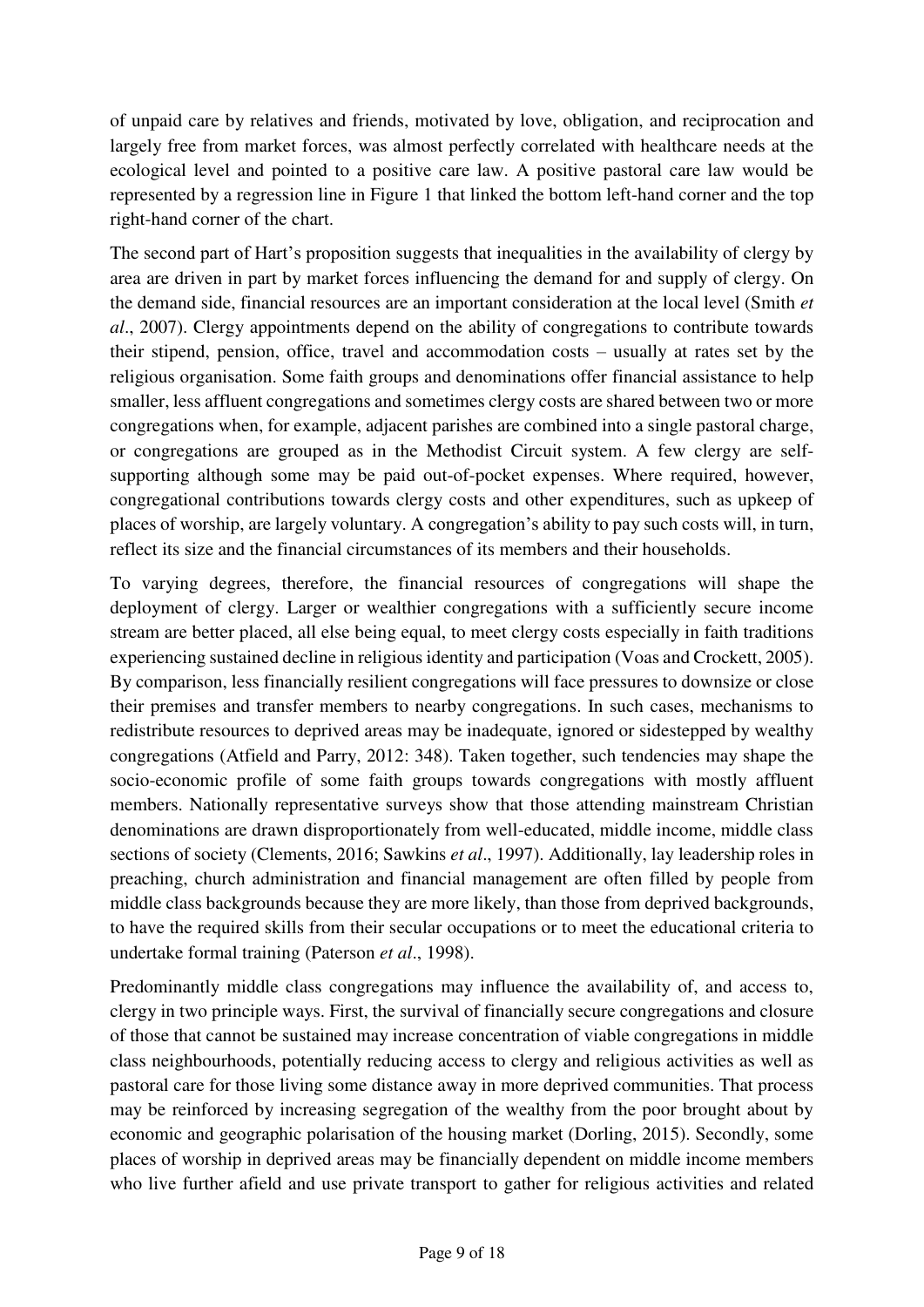of unpaid care by relatives and friends, motivated by love, obligation, and reciprocation and largely free from market forces, was almost perfectly correlated with healthcare needs at the ecological level and pointed to a positive care law. A positive pastoral care law would be represented by a regression line in Figure 1 that linked the bottom left-hand corner and the top right-hand corner of the chart.

The second part of Hart's proposition suggests that inequalities in the availability of clergy by area are driven in part by market forces influencing the demand for and supply of clergy. On the demand side, financial resources are an important consideration at the local level (Smith *et al*., 2007). Clergy appointments depend on the ability of congregations to contribute towards their stipend, pension, office, travel and accommodation costs – usually at rates set by the religious organisation. Some faith groups and denominations offer financial assistance to help smaller, less affluent congregations and sometimes clergy costs are shared between two or more congregations when, for example, adjacent parishes are combined into a single pastoral charge, or congregations are grouped as in the Methodist Circuit system. A few clergy are self-supporting although some may be paid out-of-pocket expenses. Where required, however, congregational contributions towards clergy costs and other expenditures, such as upkeep of places of worship, are largely voluntary. A congregation's ability to pay such costs will, in turn, reflect its size and the financial circumstances of its members and their households.

To varying degrees, therefore, the financial resources of congregations will shape the deployment of clergy. Larger or wealthier congregations with a sufficiently secure income stream are better placed, all else being equal, to meet clergy costs especially in faith traditions experiencing sustained decline in religious identity and participation (Voas and Crockett, 2005). By comparison, less financially resilient congregations will face pressures to downsize or close their premises and transfer members to nearby congregations. In such cases, mechanisms to redistribute resources to deprived areas may be inadequate, ignored or sidestepped by wealthy congregations (Atfield and Parry, 2012: 348). Taken together, such tendencies may shape the socio-economic profile of some faith groups towards congregations with mostly affluent members. Nationally representative surveys show that those attending mainstream Christian denominations are drawn disproportionately from well-educated, middle income, middle class sections of society (Clements, 2016; Sawkins *et al*., 1997). Additionally, lay leadership roles in preaching, church administration and financial management are often filled by people from middle class backgrounds because they are more likely, than those from deprived backgrounds, to have the required skills from their secular occupations or to meet the educational criteria to undertake formal training (Paterson *et al*., 1998).

Predominantly middle class congregations may influence the availability of, and access to, clergy in two principle ways. First, the survival of financially secure congregations and closure of those that cannot be sustained may increase concentration of viable congregations in middle class neighbourhoods, potentially reducing access to clergy and religious activities as well as pastoral care for those living some distance away in more deprived communities. That process may be reinforced by increasing segregation of the wealthy from the poor brought about by economic and geographic polarisation of the housing market (Dorling, 2015). Secondly, some places of worship in deprived areas may be financially dependent on middle income members who live further afield and use private transport to gather for religious activities and related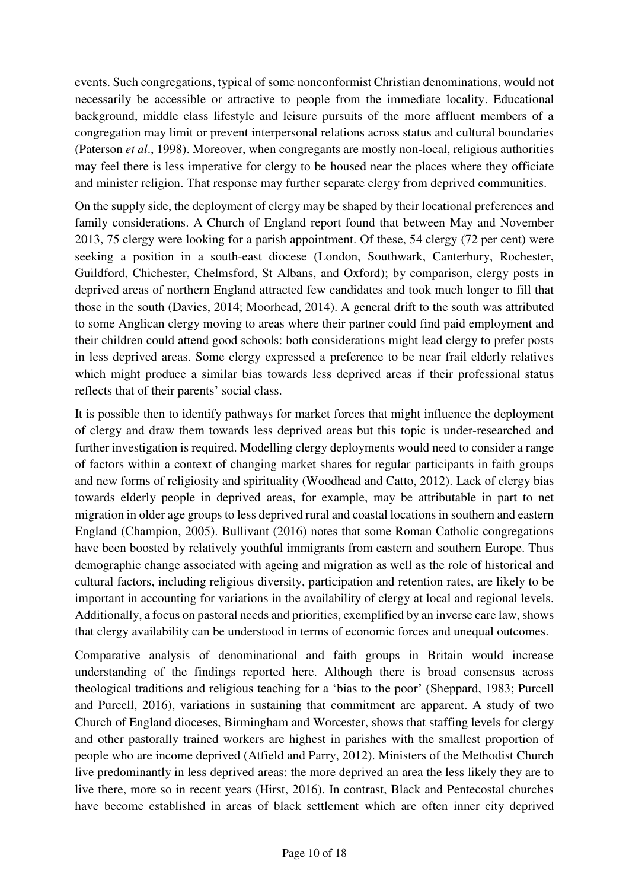events. Such congregations, typical of some nonconformist Christian denominations, would not necessarily be accessible or attractive to people from the immediate locality. Educational background, middle class lifestyle and leisure pursuits of the more affluent members of a congregation may limit or prevent interpersonal relations across status and cultural boundaries (Paterson *et al*., 1998). Moreover, when congregants are mostly non-local, religious authorities may feel there is less imperative for clergy to be housed near the places where they officiate and minister religion. That response may further separate clergy from deprived communities.

On the supply side, the deployment of clergy may be shaped by their locational preferences and family considerations. A Church of England report found that between May and November 2013, 75 clergy were looking for a parish appointment. Of these, 54 clergy (72 per cent) were seeking a position in a south-east diocese (London, Southwark, Canterbury, Rochester, Guildford, Chichester, Chelmsford, St Albans, and Oxford); by comparison, clergy posts in deprived areas of northern England attracted few candidates and took much longer to fill that those in the south (Davies, 2014; Moorhead, 2014). A general drift to the south was attributed to some Anglican clergy moving to areas where their partner could find paid employment and their children could attend good schools: both considerations might lead clergy to prefer posts in less deprived areas. Some clergy expressed a preference to be near frail elderly relatives which might produce a similar bias towards less deprived areas if their professional status reflects that of their parents' social class.

It is possible then to identify pathways for market forces that might influence the deployment of clergy and draw them towards less deprived areas but this topic is under-researched and further investigation is required. Modelling clergy deployments would need to consider a range of factors within a context of changing market shares for regular participants in faith groups and new forms of religiosity and spirituality (Woodhead and Catto, 2012). Lack of clergy bias towards elderly people in deprived areas, for example, may be attributable in part to net migration in older age groups to less deprived rural and coastal locations in southern and eastern England (Champion, 2005). Bullivant (2016) notes that some Roman Catholic congregations have been boosted by relatively youthful immigrants from eastern and southern Europe. Thus demographic change associated with ageing and migration as well as the role of historical and cultural factors, including religious diversity, participation and retention rates, are likely to be important in accounting for variations in the availability of clergy at local and regional levels. Additionally, a focus on pastoral needs and priorities, exemplified by an inverse care law, shows that clergy availability can be understood in terms of economic forces and unequal outcomes.

Comparative analysis of denominational and faith groups in Britain would increase understanding of the findings reported here. Although there is broad consensus across theological traditions and religious teaching for a 'bias to the poor' (Sheppard, 1983; Purcell and Purcell, 2016), variations in sustaining that commitment are apparent. A study of two Church of England dioceses, Birmingham and Worcester, shows that staffing levels for clergy and other pastorally trained workers are highest in parishes with the smallest proportion of people who are income deprived (Atfield and Parry, 2012). Ministers of the Methodist Church live predominantly in less deprived areas: the more deprived an area the less likely they are to live there, more so in recent years (Hirst, 2016). In contrast, Black and Pentecostal churches have become established in areas of black settlement which are often inner city deprived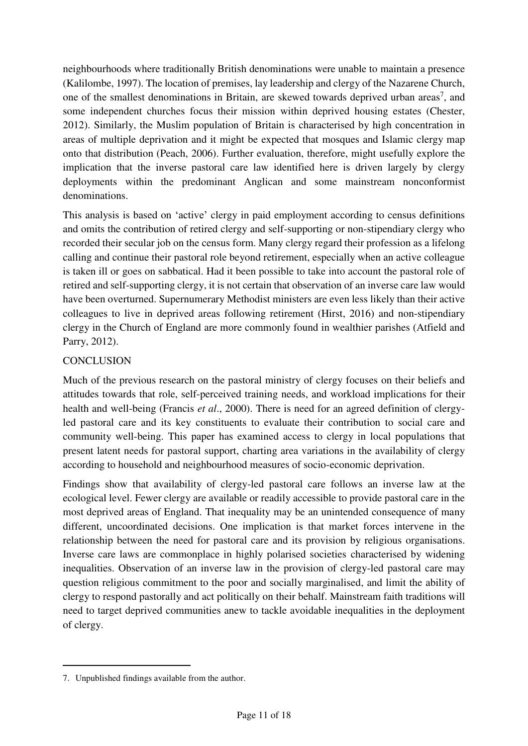neighbourhoods where traditionally British denominations were unable to maintain a presence (Kalilombe, 1997). The location of premises, lay leadership and clergy of the Nazarene Church, one of the smallest denominations in Britain, are skewed towards deprived urban areas[7], and some independent churches focus their mission within deprived housing estates (Chester, 2012). Similarly, the Muslim population of Britain is characterised by high concentration in areas of multiple deprivation and it might be expected that mosques and Islamic clergy map onto that distribution (Peach, 2006). Further evaluation, therefore, might usefully explore the implication that the inverse pastoral care law identified here is driven largely by clergy deployments within the predominant Anglican and some mainstream nonconformist denominations.

This analysis is based on 'active' clergy in paid employment according to census definitions and omits the contribution of retired clergy and self-supporting or non-stipendiary clergy who recorded their secular job on the census form. Many clergy regard their profession as a lifelong calling and continue their pastoral role beyond retirement, especially when an active colleague is taken ill or goes on sabbatical. Had it been possible to take into account the pastoral role of retired and self-supporting clergy, it is not certain that observation of an inverse care law would have been overturned. Supernumerary Methodist ministers are even less likely than their active colleagues to live in deprived areas following retirement (Hirst, 2016) and non-stipendiary clergy in the Church of England are more commonly found in wealthier parishes (Atfield and Parry, 2012).

## CONCLUSION

Much of the previous research on the pastoral ministry of clergy focuses on their beliefs and attitudes towards that role, self-perceived training needs, and workload implications for their health and well-being (Francis *et al*., 2000). There is need for an agreed definition of clergy-led pastoral care and its key constituents to evaluate their contribution to social care and community well-being. This paper has examined access to clergy in local populations that present latent needs for pastoral support, charting area variations in the availability of clergy according to household and neighbourhood measures of socio-economic deprivation.

Findings show that availability of clergy-led pastoral care follows an inverse law at the ecological level. Fewer clergy are available or readily accessible to provide pastoral care in the most deprived areas of England. That inequality may be an unintended consequence of many different, uncoordinated decisions. One implication is that market forces intervene in the relationship between the need for pastoral care and its provision by religious organisations. Inverse care laws are commonplace in highly polarised societies characterised by widening inequalities. Observation of an inverse law in the provision of clergy-led pastoral care may question religious commitment to the poor and socially marginalised, and limit the ability of clergy to respond pastorally and act politically on their behalf. Mainstream faith traditions will need to target deprived communities anew to tackle avoidable inequalities in the deployment of clergy.

---

7. Unpublished findings available from the author.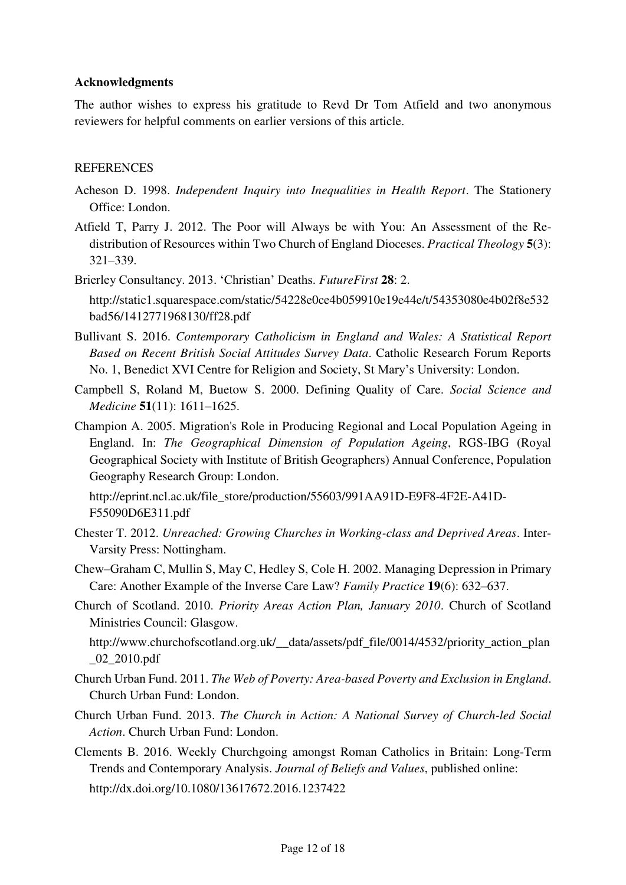**Acknowledgments**

The author wishes to express his gratitude to Revd Dr Tom Atfield and two anonymous reviewers for helpful comments on earlier versions of this article.

REFERENCES

Acheson D. 1998. *Independent Inquiry into Inequalities in Health Report*. The Stationery Office: London.

Atfield T, Parry J. 2012. The Poor will Always be with You: An Assessment of the Re-distribution of Resources within Two Church of England Dioceses. *Practical Theology* **5**(3): 321–339.

Brierley Consultancy. 2013. 'Christian' Deaths. *FutureFirst* **28**: 2.

http://static1.squarespace.com/static/54228e0ce4b059910e19e44e/t/54353080e4b02f8e532bad56/1412771968130/ff28.pdf

Bullivant S. 2016. *Contemporary Catholicism in England and Wales: A Statistical Report Based on Recent British Social Attitudes Survey Data*. Catholic Research Forum Reports No. 1, Benedict XVI Centre for Religion and Society, St Mary's University: London.

Campbell S, Roland M, Buetow S. 2000. Defining Quality of Care. *Social Science and Medicine* **51**(11): 1611–1625.

Champion A. 2005. Migration's Role in Producing Regional and Local Population Ageing in England. In: *The Geographical Dimension of Population Ageing*, RGS-IBG (Royal Geographical Society with Institute of British Geographers) Annual Conference, Population Geography Research Group: London.

http://eprint.ncl.ac.uk/file_store/production/55603/991AA91D-E9F8-4F2E-A41D-F55090D6E311.pdf

Chester T. 2012. *Unreached: Growing Churches in Working-class and Deprived Areas*. Inter-Varsity Press: Nottingham.

Chew–Graham C, Mullin S, May C, Hedley S, Cole H. 2002. Managing Depression in Primary Care: Another Example of the Inverse Care Law? *Family Practice* **19**(6): 632–637.

Church of Scotland. 2010. *Priority Areas Action Plan, January 2010*. Church of Scotland Ministries Council: Glasgow.

http://www.churchofscotland.org.uk/__data/assets/pdf_file/0014/4532/priority_action_plan_02_2010.pdf

Church Urban Fund. 2011. *The Web of Poverty: Area-based Poverty and Exclusion in England*. Church Urban Fund: London.

Church Urban Fund. 2013. *The Church in Action: A National Survey of Church-led Social Action*. Church Urban Fund: London.

Clements B. 2016. Weekly Churchgoing amongst Roman Catholics in Britain: Long-Term Trends and Contemporary Analysis. *Journal of Beliefs and Values*, published online: http://dx.doi.org/10.1080/13617672.2016.1237422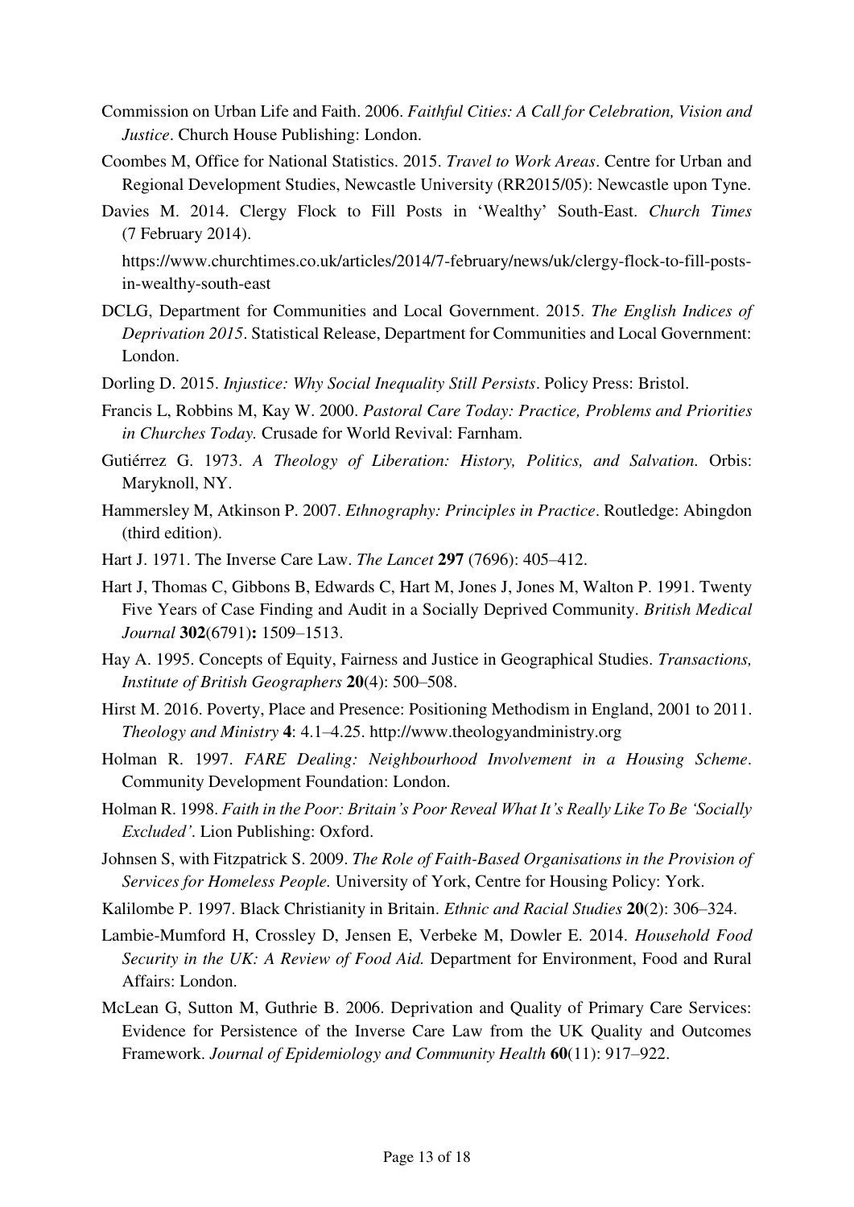Commission on Urban Life and Faith. 2006. *Faithful Cities: A Call for Celebration, Vision and Justice*. Church House Publishing: London.

Coombes M, Office for National Statistics. 2015. *Travel to Work Areas*. Centre for Urban and Regional Development Studies, Newcastle University (RR2015/05): Newcastle upon Tyne.

Davies M. 2014. Clergy Flock to Fill Posts in 'Wealthy' South-East. *Church Times* (7 February 2014).

https://www.churchtimes.co.uk/articles/2014/7-february/news/uk/clergy-flock-to-fill-posts-in-wealthy-south-east

DCLG, Department for Communities and Local Government. 2015. *The English Indices of Deprivation 2015*. Statistical Release, Department for Communities and Local Government: London.

Dorling D. 2015. *Injustice: Why Social Inequality Still Persists*. Policy Press: Bristol.

Francis L, Robbins M, Kay W. 2000. *Pastoral Care Today: Practice, Problems and Priorities in Churches Today.* Crusade for World Revival: Farnham.

Gutiérrez G. 1973. *A Theology of Liberation: History, Politics, and Salvation.* Orbis: Maryknoll, NY.

Hammersley M, Atkinson P. 2007. *Ethnography: Principles in Practice*. Routledge: Abingdon (third edition).

Hart J. 1971. The Inverse Care Law. *The Lancet* **297** (7696): 405–412.

Hart J, Thomas C, Gibbons B, Edwards C, Hart M, Jones J, Jones M, Walton P. 1991. Twenty Five Years of Case Finding and Audit in a Socially Deprived Community. *British Medical Journal* **302**(6791)**:** 1509–1513.

Hay A. 1995. Concepts of Equity, Fairness and Justice in Geographical Studies. *Transactions, Institute of British Geographers* **20**(4): 500–508.

Hirst M. 2016. Poverty, Place and Presence: Positioning Methodism in England, 2001 to 2011. *Theology and Ministry* **4**: 4.1–4.25. http://www.theologyandministry.org

Holman R. 1997. *FARE Dealing: Neighbourhood Involvement in a Housing Scheme*. Community Development Foundation: London.

Holman R. 1998. *Faith in the Poor: Britain's Poor Reveal What It's Really Like To Be 'Socially Excluded'*. Lion Publishing: Oxford.

Johnsen S, with Fitzpatrick S. 2009. *The Role of Faith-Based Organisations in the Provision of Services for Homeless People.* University of York, Centre for Housing Policy: York.

Kalilombe P. 1997. Black Christianity in Britain. *Ethnic and Racial Studies* **20**(2): 306–324.

Lambie-Mumford H, Crossley D, Jensen E, Verbeke M, Dowler E. 2014. *Household Food Security in the UK: A Review of Food Aid.* Department for Environment, Food and Rural Affairs: London.

McLean G, Sutton M, Guthrie B. 2006. Deprivation and Quality of Primary Care Services: Evidence for Persistence of the Inverse Care Law from the UK Quality and Outcomes Framework. *Journal of Epidemiology and Community Health* **60**(11): 917–922.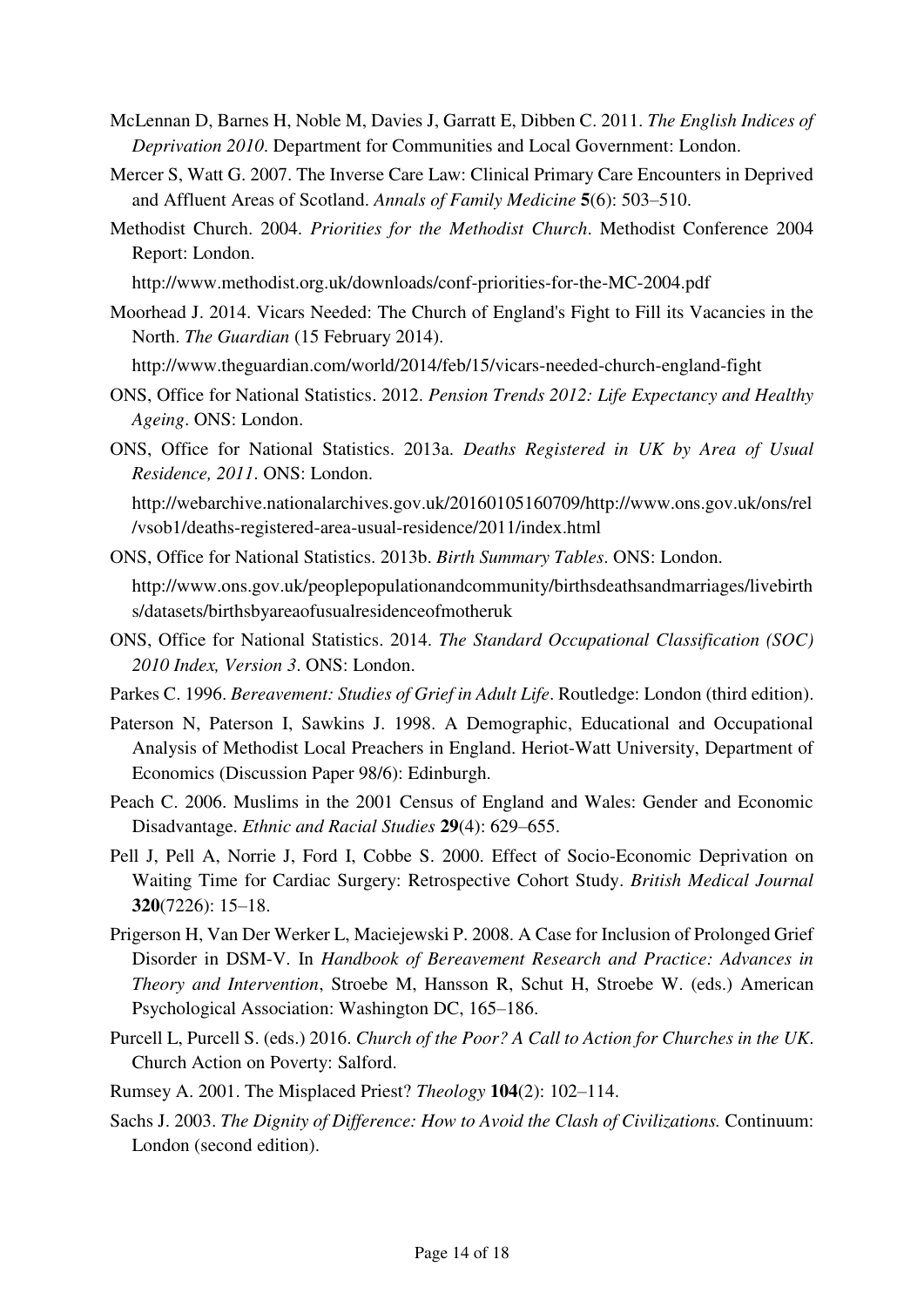McLennan D, Barnes H, Noble M, Davies J, Garratt E, Dibben C. 2011. *The English Indices of Deprivation 2010*. Department for Communities and Local Government: London.

Mercer S, Watt G. 2007. The Inverse Care Law: Clinical Primary Care Encounters in Deprived and Affluent Areas of Scotland. *Annals of Family Medicine* **5**(6): 503–510.

Methodist Church. 2004. *Priorities for the Methodist Church*. Methodist Conference 2004 Report: London.

http://www.methodist.org.uk/downloads/conf-priorities-for-the-MC-2004.pdf

Moorhead J. 2014. Vicars Needed: The Church of England's Fight to Fill its Vacancies in the North. *The Guardian* (15 February 2014).

http://www.theguardian.com/world/2014/feb/15/vicars-needed-church-england-fight

ONS, Office for National Statistics. 2012. *Pension Trends 2012: Life Expectancy and Healthy Ageing*. ONS: London.

ONS, Office for National Statistics. 2013a. *Deaths Registered in UK by Area of Usual Residence, 2011*. ONS: London.

http://webarchive.nationalarchives.gov.uk/20160105160709/http://www.ons.gov.uk/ons/rel/vsob1/deaths-registered-area-usual-residence/2011/index.html

ONS, Office for National Statistics. 2013b. *Birth Summary Tables*. ONS: London.

http://www.ons.gov.uk/peoplepopulationandcommunity/birthsdeathsandmarriages/livebirths/datasets/birthsbyareaofusualresidenceofmotheruk

ONS, Office for National Statistics. 2014. *The Standard Occupational Classification (SOC) 2010 Index, Version 3*. ONS: London.

Parkes C. 1996. *Bereavement: Studies of Grief in Adult Life*. Routledge: London (third edition).

Paterson N, Paterson I, Sawkins J. 1998. A Demographic, Educational and Occupational Analysis of Methodist Local Preachers in England. Heriot-Watt University, Department of Economics (Discussion Paper 98/6): Edinburgh.

Peach C. 2006. Muslims in the 2001 Census of England and Wales: Gender and Economic Disadvantage. *Ethnic and Racial Studies* **29**(4): 629–655.

Pell J, Pell A, Norrie J, Ford I, Cobbe S. 2000. Effect of Socio-Economic Deprivation on Waiting Time for Cardiac Surgery: Retrospective Cohort Study. *British Medical Journal* **320**(7226): 15–18.

Prigerson H, Van Der Werker L, Maciejewski P. 2008. A Case for Inclusion of Prolonged Grief Disorder in DSM-V. In *Handbook of Bereavement Research and Practice: Advances in Theory and Intervention*, Stroebe M, Hansson R, Schut H, Stroebe W. (eds.) American Psychological Association: Washington DC, 165–186.

Purcell L, Purcell S. (eds.) 2016. *Church of the Poor? A Call to Action for Churches in the UK*. Church Action on Poverty: Salford.

Rumsey A. 2001. The Misplaced Priest? *Theology* **104**(2): 102–114.

Sachs J. 2003. *The Dignity of Difference: How to Avoid the Clash of Civilizations.* Continuum: London (second edition).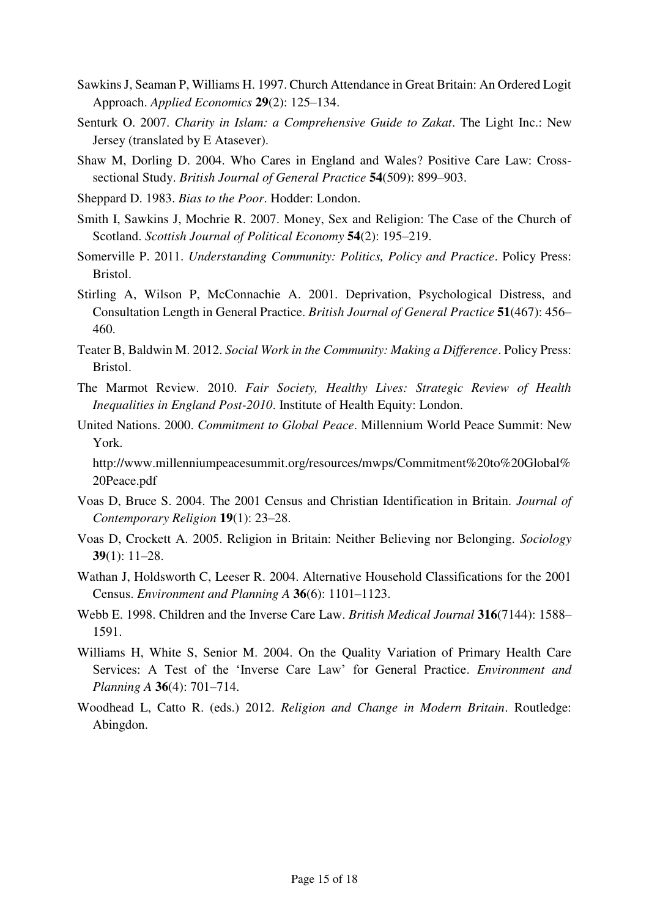Sawkins J, Seaman P, Williams H. 1997. Church Attendance in Great Britain: An Ordered Logit Approach. *Applied Economics* **29**(2): 125–134.

Senturk O. 2007. *Charity in Islam: a Comprehensive Guide to Zakat*. The Light Inc.: New Jersey (translated by E Atasever).

Shaw M, Dorling D. 2004. Who Cares in England and Wales? Positive Care Law: Cross-sectional Study. *British Journal of General Practice* **54**(509): 899–903.

Sheppard D. 1983. *Bias to the Poor*. Hodder: London.

Smith I, Sawkins J, Mochrie R. 2007. Money, Sex and Religion: The Case of the Church of Scotland. *Scottish Journal of Political Economy* **54**(2): 195–219.

Somerville P. 2011. *Understanding Community: Politics, Policy and Practice*. Policy Press: Bristol.

Stirling A, Wilson P, McConnachie A. 2001. Deprivation, Psychological Distress, and Consultation Length in General Practice. *British Journal of General Practice* **51**(467): 456–460.

Teater B, Baldwin M. 2012. *Social Work in the Community: Making a Difference*. Policy Press: Bristol.

The Marmot Review. 2010. *Fair Society, Healthy Lives: Strategic Review of Health Inequalities in England Post-2010*. Institute of Health Equity: London.

United Nations. 2000. *Commitment to Global Peace*. Millennium World Peace Summit: New York.

http://www.millenniumpeacesummit.org/resources/mwps/Commitment%20to%20Global%20Peace.pdf

Voas D, Bruce S. 2004. The 2001 Census and Christian Identification in Britain. *Journal of Contemporary Religion* **19**(1): 23–28.

Voas D, Crockett A. 2005. Religion in Britain: Neither Believing nor Belonging. *Sociology* **39**(1): 11–28.

Wathan J, Holdsworth C, Leeser R. 2004. Alternative Household Classifications for the 2001 Census. *Environment and Planning A* **36**(6): 1101–1123.

Webb E. 1998. Children and the Inverse Care Law. *British Medical Journal* **316**(7144): 1588–1591.

Williams H, White S, Senior M. 2004. On the Quality Variation of Primary Health Care Services: A Test of the 'Inverse Care Law' for General Practice. *Environment and Planning A* **36**(4): 701–714.

Woodhead L, Catto R. (eds.) 2012. *Religion and Change in Modern Britain*. Routledge: Abingdon.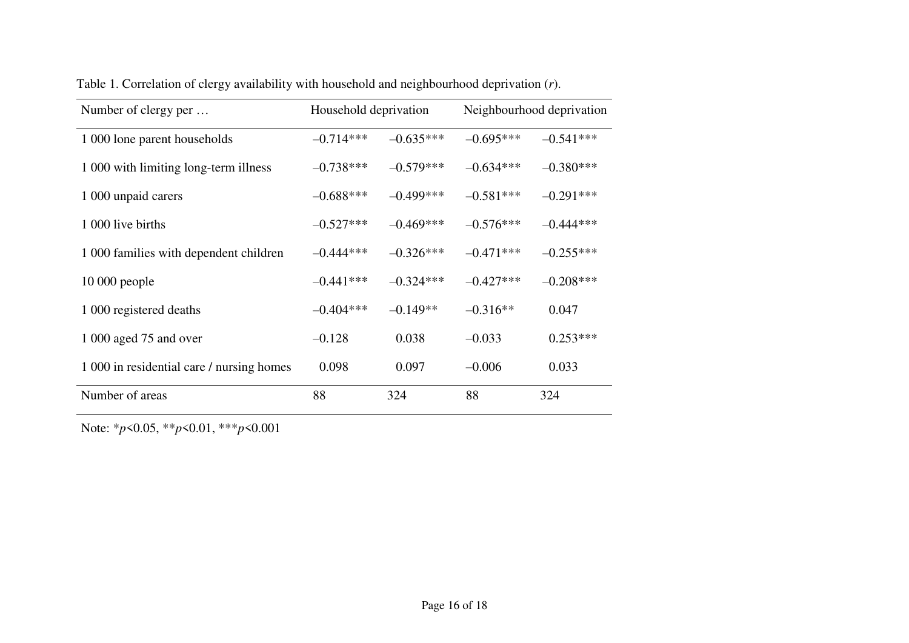Table 1. Correlation of clergy availability with household and neighbourhood deprivation (*r*).

| Number of clergy per … | Household deprivation | | Neighbourhood deprivation | |
|---|---|---|---|---|
| 1 000 lone parent households | –0.714*** | –0.635*** | –0.695*** | –0.541*** |
| 1 000 with limiting long-term illness | –0.738*** | –0.579*** | –0.634*** | –0.380*** |
| 1 000 unpaid carers | –0.688*** | –0.499*** | –0.581*** | –0.291*** |
| 1 000 live births | –0.527*** | –0.469*** | –0.576*** | –0.444*** |
| 1 000 families with dependent children | –0.444*** | –0.326*** | –0.471*** | –0.255*** |
| 10 000 people | –0.441*** | –0.324*** | –0.427*** | –0.208*** |
| 1 000 registered deaths | –0.404*** | –0.149** | –0.316** | 0.047 |
| 1 000 aged 75 and over | –0.128 | 0.038 | –0.033 | 0.253*** |
| 1 000 in residential care / nursing homes | 0.098 | 0.097 | –0.006 | 0.033 |
| Number of areas | 88 | 324 | 88 | 324 |

Note: \*$p$<0.05, \*\*$p$<0.01, \*\*\*$p$<0.001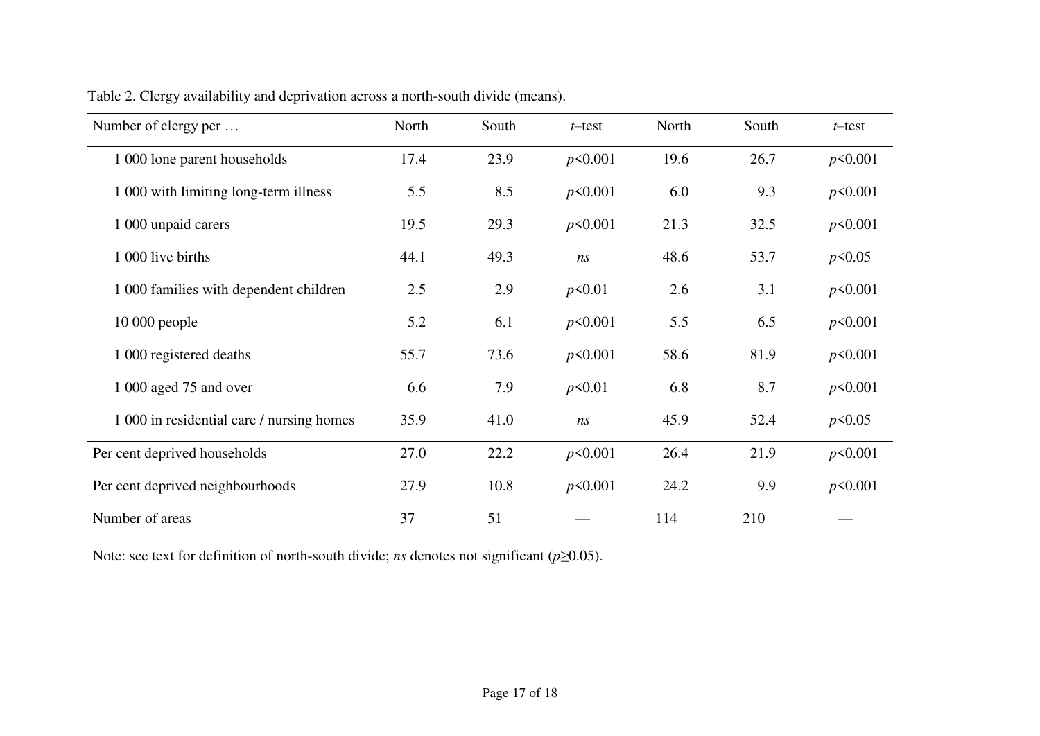Table 2. Clergy availability and deprivation across a north-south divide (means).

| Number of clergy per … | North | South | *t*–test | North | South | *t*–test |
|---|---|---|---|---|---|---|
| 1 000 lone parent households | 17.4 | 23.9 | $p<0.001$ | 19.6 | 26.7 | $p<0.001$ |
| 1 000 with limiting long-term illness | 5.5 | 8.5 | $p<0.001$ | 6.0 | 9.3 | $p<0.001$ |
| 1 000 unpaid carers | 19.5 | 29.3 | $p<0.001$ | 21.3 | 32.5 | $p<0.001$ |
| 1 000 live births | 44.1 | 49.3 | *ns* | 48.6 | 53.7 | $p<0.05$ |
| 1 000 families with dependent children | 2.5 | 2.9 | $p<0.01$ | 2.6 | 3.1 | $p<0.001$ |
| 10 000 people | 5.2 | 6.1 | $p<0.001$ | 5.5 | 6.5 | $p<0.001$ |
| 1 000 registered deaths | 55.7 | 73.6 | $p<0.001$ | 58.6 | 81.9 | $p<0.001$ |
| 1 000 aged 75 and over | 6.6 | 7.9 | $p<0.01$ | 6.8 | 8.7 | $p<0.001$ |
| 1 000 in residential care / nursing homes | 35.9 | 41.0 | *ns* | 45.9 | 52.4 | $p<0.05$ |
| Per cent deprived households | 27.0 | 22.2 | $p<0.001$ | 26.4 | 21.9 | $p<0.001$ |
| Per cent deprived neighbourhoods | 27.9 | 10.8 | $p<0.001$ | 24.2 | 9.9 | $p<0.001$ |
| Number of areas | 37 | 51 | — | 114 | 210 | — |

Note: see text for definition of north-south divide; *ns* denotes not significant ($p \geq 0.05$).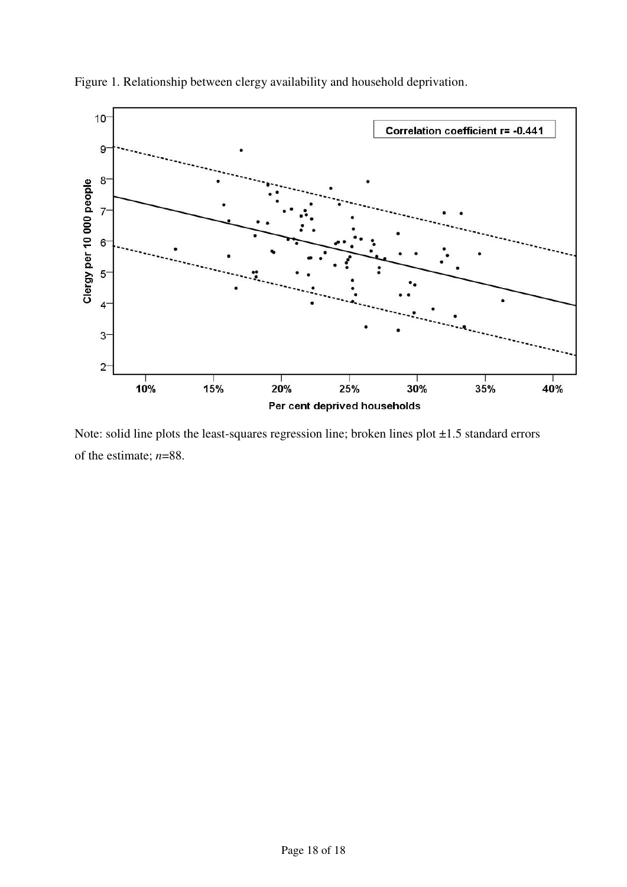Figure 1. Relationship between clergy availability and household deprivation.

Correlation coefficient r= -0.441

Clergy per 10 000 people

10
9
8
7
6
5
4
3
2

10%
15%
20%
25%
30%
35%
40%

Per cent deprived households

Note: solid line plots the least-squares regression line; broken lines plot ±1.5 standard errors of the estimate; *n*=88.